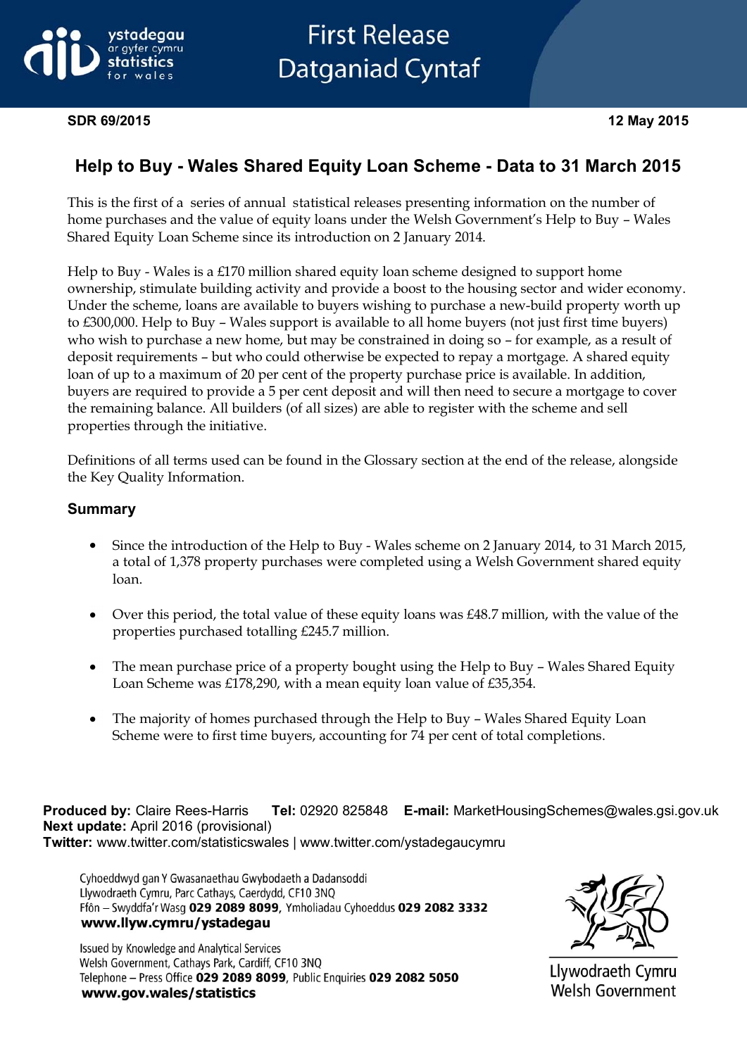# First Release
# Datganiad Cyntaf

**SDR 69/2015** **12 May 2015**

## Help to Buy - Wales Shared Equity Loan Scheme - Data to 31 March 2015

This is the first of a series of annual statistical releases presenting information on the number of home purchases and the value of equity loans under the Welsh Government's Help to Buy – Wales Shared Equity Loan Scheme since its introduction on 2 January 2014.

Help to Buy - Wales is a £170 million shared equity loan scheme designed to support home ownership, stimulate building activity and provide a boost to the housing sector and wider economy. Under the scheme, loans are available to buyers wishing to purchase a new-build property worth up to £300,000. Help to Buy – Wales support is available to all home buyers (not just first time buyers) who wish to purchase a new home, but may be constrained in doing so – for example, as a result of deposit requirements – but who could otherwise be expected to repay a mortgage. A shared equity loan of up to a maximum of 20 per cent of the property purchase price is available. In addition, buyers are required to provide a 5 per cent deposit and will then need to secure a mortgage to cover the remaining balance. All builders (of all sizes) are able to register with the scheme and sell properties through the initiative.

Definitions of all terms used can be found in the Glossary section at the end of the release, alongside the Key Quality Information.

### Summary

- Since the introduction of the Help to Buy - Wales scheme on 2 January 2014, to 31 March 2015, a total of 1,378 property purchases were completed using a Welsh Government shared equity loan.
- Over this period, the total value of these equity loans was £48.7 million, with the value of the properties purchased totalling £245.7 million.
- The mean purchase price of a property bought using the Help to Buy – Wales Shared Equity Loan Scheme was £178,290, with a mean equity loan value of £35,354.
- The majority of homes purchased through the Help to Buy – Wales Shared Equity Loan Scheme were to first time buyers, accounting for 74 per cent of total completions.

**Produced by:** Claire Rees-Harris **Tel:** 02920 825848 **E-mail:** MarketHousingSchemes@wales.gsi.gov.uk
**Next update:** April 2016 (provisional)
**Twitter:** www.twitter.com/statisticswales | www.twitter.com/ystadegaucymru

Cyhoeddwyd gan Y Gwasanaethau Gwybodaeth a Dadansoddi
Llywodraeth Cymru, Parc Cathays, Caerdydd, CF10 3NQ
Ffôn – Swyddfa'r Wasg **029 2089 8099**, Ymholiadau Cyhoeddus **029 2082 3332**
**www.llyw.cymru/ystadegau**

Issued by Knowledge and Analytical Services
Welsh Government, Cathays Park, Cardiff, CF10 3NQ
Telephone – Press Office **029 2089 8099**, Public Enquiries **029 2082 5050**
**www.gov.wales/statistics**

Llywodraeth Cymru
Welsh Government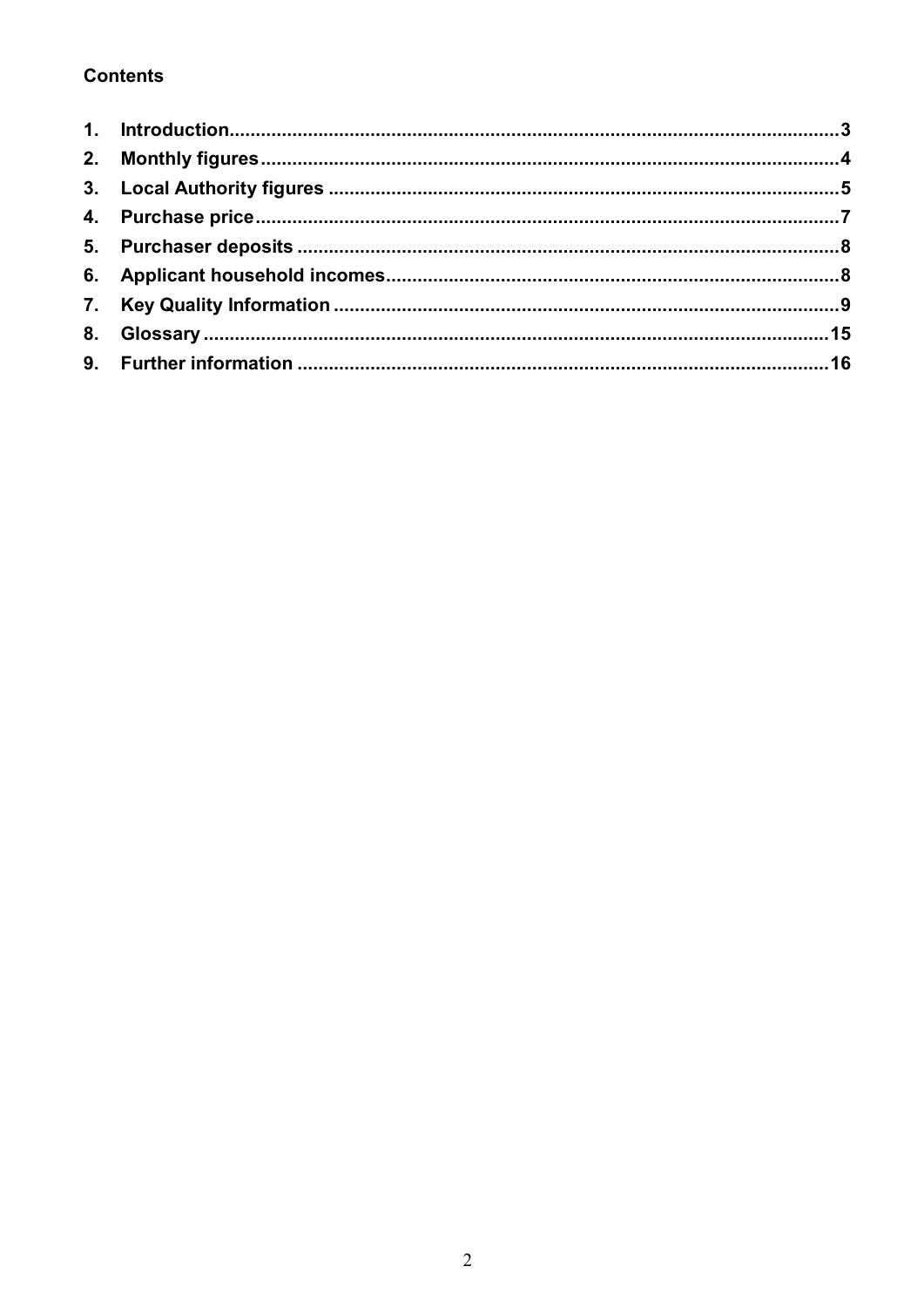**Contents**

1. Introduction....................3
2. Monthly figures....................4
3. Local Authority figures....................5
4. Purchase price....................7
5. Purchaser deposits....................8
6. Applicant household incomes....................8
7. Key Quality Information....................9
8. Glossary....................15
9. Further information....................16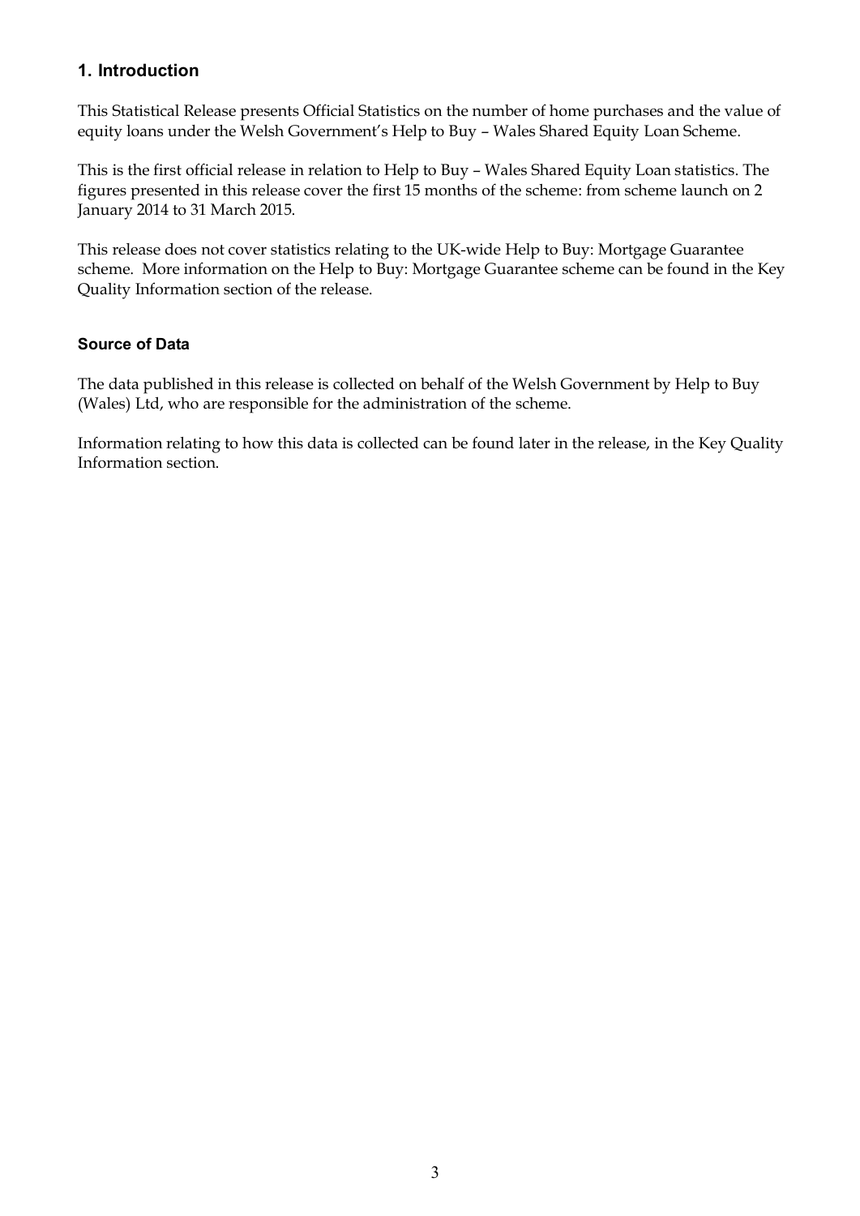## 1. Introduction

This Statistical Release presents Official Statistics on the number of home purchases and the value of equity loans under the Welsh Government's Help to Buy – Wales Shared Equity Loan Scheme.

This is the first official release in relation to Help to Buy – Wales Shared Equity Loan statistics. The figures presented in this release cover the first 15 months of the scheme: from scheme launch on 2 January 2014 to 31 March 2015.

This release does not cover statistics relating to the UK-wide Help to Buy: Mortgage Guarantee scheme. More information on the Help to Buy: Mortgage Guarantee scheme can be found in the Key Quality Information section of the release.

### Source of Data

The data published in this release is collected on behalf of the Welsh Government by Help to Buy (Wales) Ltd, who are responsible for the administration of the scheme.

Information relating to how this data is collected can be found later in the release, in the Key Quality Information section.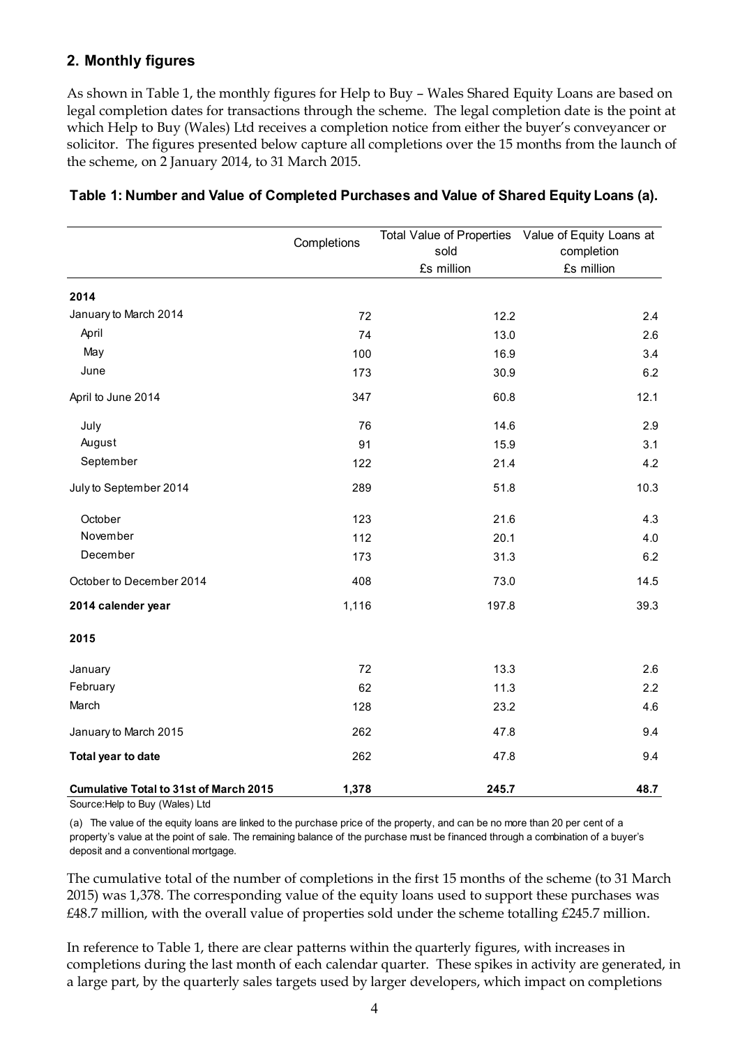## 2. Monthly figures

As shown in Table 1, the monthly figures for Help to Buy – Wales Shared Equity Loans are based on legal completion dates for transactions through the scheme. The legal completion date is the point at which Help to Buy (Wales) Ltd receives a completion notice from either the buyer's conveyancer or solicitor. The figures presented below capture all completions over the 15 months from the launch of the scheme, on 2 January 2014, to 31 March 2015.

**Table 1: Number and Value of Completed Purchases and Value of Shared Equity Loans (a).**

| | Completions | Total Value of Properties sold £s million | Value of Equity Loans at completion £s million |
|---|---|---|---|
| **2014** | | | |
| January to March 2014 | 72 | 12.2 | 2.4 |
| April | 74 | 13.0 | 2.6 |
| May | 100 | 16.9 | 3.4 |
| June | 173 | 30.9 | 6.2 |
| April to June 2014 | 347 | 60.8 | 12.1 |
| July | 76 | 14.6 | 2.9 |
| August | 91 | 15.9 | 3.1 |
| September | 122 | 21.4 | 4.2 |
| July to September 2014 | 289 | 51.8 | 10.3 |
| October | 123 | 21.6 | 4.3 |
| November | 112 | 20.1 | 4.0 |
| December | 173 | 31.3 | 6.2 |
| October to December 2014 | 408 | 73.0 | 14.5 |
| **2014 calender year** | 1,116 | 197.8 | 39.3 |
| **2015** | | | |
| January | 72 | 13.3 | 2.6 |
| February | 62 | 11.3 | 2.2 |
| March | 128 | 23.2 | 4.6 |
| January to March 2015 | 262 | 47.8 | 9.4 |
| **Total year to date** | 262 | 47.8 | 9.4 |
| **Cumulative Total to 31st of March 2015** | **1,378** | **245.7** | **48.7** |

Source:Help to Buy (Wales) Ltd

(a) The value of the equity loans are linked to the purchase price of the property, and can be no more than 20 per cent of a property's value at the point of sale. The remaining balance of the purchase must be financed through a combination of a buyer's deposit and a conventional mortgage.

The cumulative total of the number of completions in the first 15 months of the scheme (to 31 March 2015) was 1,378. The corresponding value of the equity loans used to support these purchases was £48.7 million, with the overall value of properties sold under the scheme totalling £245.7 million.

In reference to Table 1, there are clear patterns within the quarterly figures, with increases in completions during the last month of each calendar quarter. These spikes in activity are generated, in a large part, by the quarterly sales targets used by larger developers, which impact on completions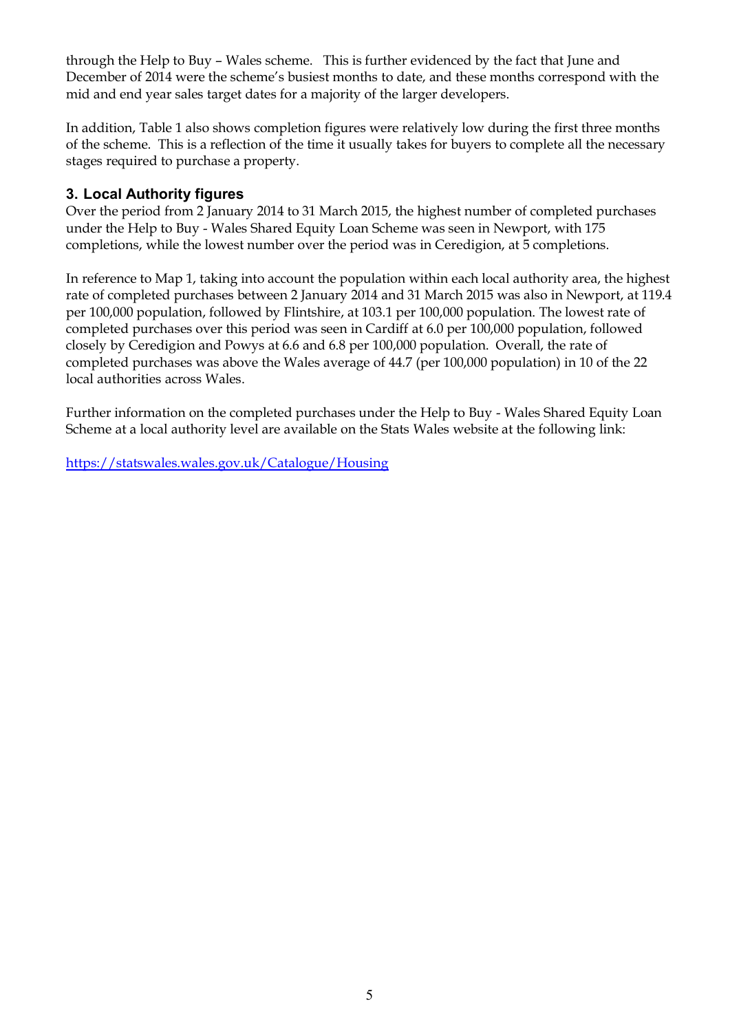through the Help to Buy – Wales scheme. This is further evidenced by the fact that June and December of 2014 were the scheme's busiest months to date, and these months correspond with the mid and end year sales target dates for a majority of the larger developers.

In addition, Table 1 also shows completion figures were relatively low during the first three months of the scheme. This is a reflection of the time it usually takes for buyers to complete all the necessary stages required to purchase a property.

## 3. Local Authority figures

Over the period from 2 January 2014 to 31 March 2015, the highest number of completed purchases under the Help to Buy - Wales Shared Equity Loan Scheme was seen in Newport, with 175 completions, while the lowest number over the period was in Ceredigion, at 5 completions.

In reference to Map 1, taking into account the population within each local authority area, the highest rate of completed purchases between 2 January 2014 and 31 March 2015 was also in Newport, at 119.4 per 100,000 population, followed by Flintshire, at 103.1 per 100,000 population. The lowest rate of completed purchases over this period was seen in Cardiff at 6.0 per 100,000 population, followed closely by Ceredigion and Powys at 6.6 and 6.8 per 100,000 population. Overall, the rate of completed purchases was above the Wales average of 44.7 (per 100,000 population) in 10 of the 22 local authorities across Wales.

Further information on the completed purchases under the Help to Buy - Wales Shared Equity Loan Scheme at a local authority level are available on the Stats Wales website at the following link:

https://statswales.wales.gov.uk/Catalogue/Housing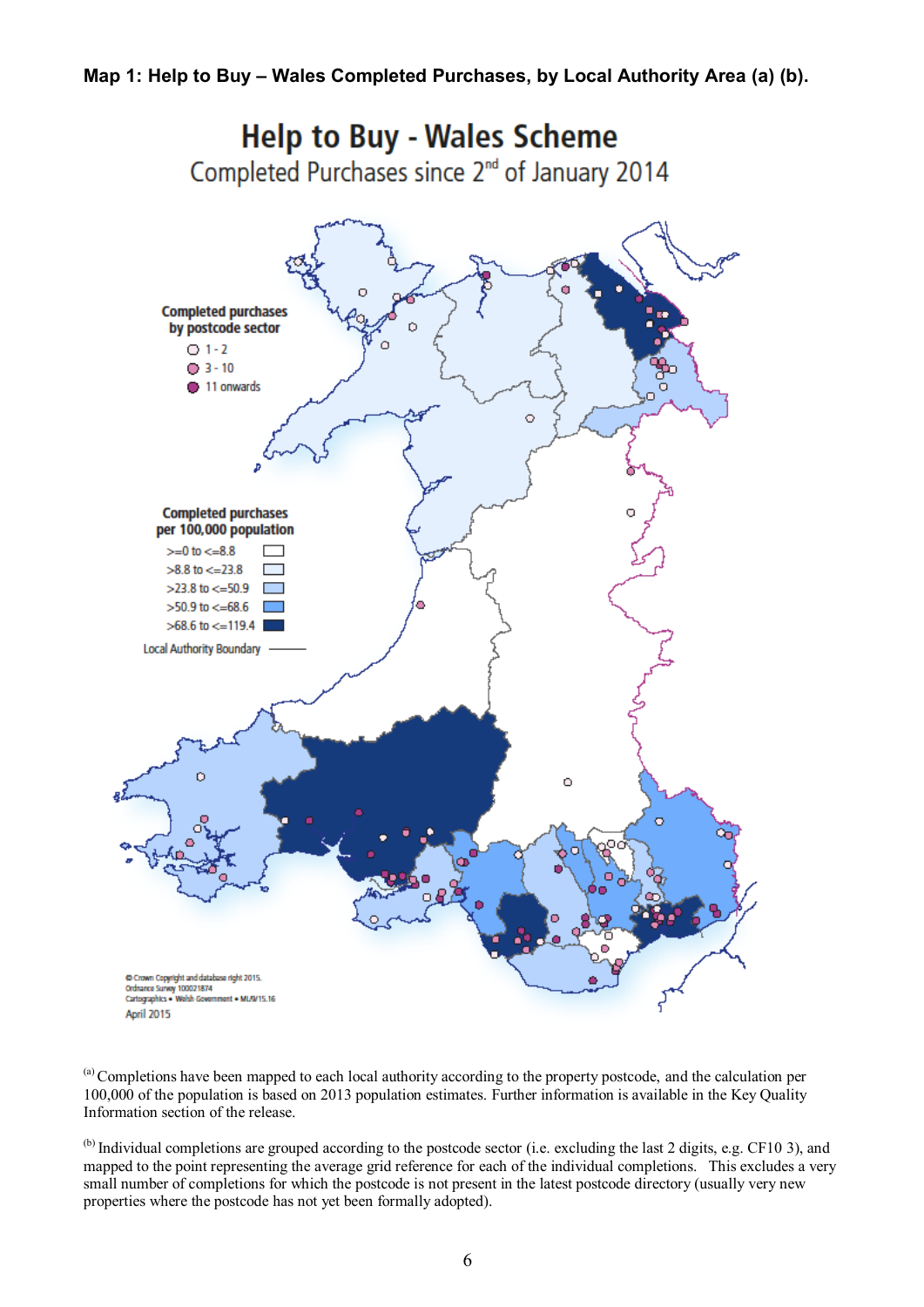**Map 1: Help to Buy – Wales Completed Purchases, by Local Authority Area (a) (b).**

## Help to Buy - Wales Scheme

Completed Purchases since 2nd of January 2014

Completed purchases by postcode sector
- 1 - 2
- 3 - 10
- 11 onwards

Completed purchases per 100,000 population
- >=0 to <=8.8
- >8.8 to <=23.8
- >23.8 to <=50.9
- >50.9 to <=68.6
- >68.6 to <=119.4

Local Authority Boundary

© Crown Copyright and database right 2015.
Ordnance Survey 100021874
Cartographics • Welsh Government • ML/9/15.16
April 2015

[(a)] Completions have been mapped to each local authority according to the property postcode, and the calculation per 100,000 of the population is based on 2013 population estimates. Further information is available in the Key Quality Information section of the release.

[(b)] Individual completions are grouped according to the postcode sector (i.e. excluding the last 2 digits, e.g. CF10 3), and mapped to the point representing the average grid reference for each of the individual completions. This excludes a very small number of completions for which the postcode is not present in the latest postcode directory (usually very new properties where the postcode has not yet been formally adopted).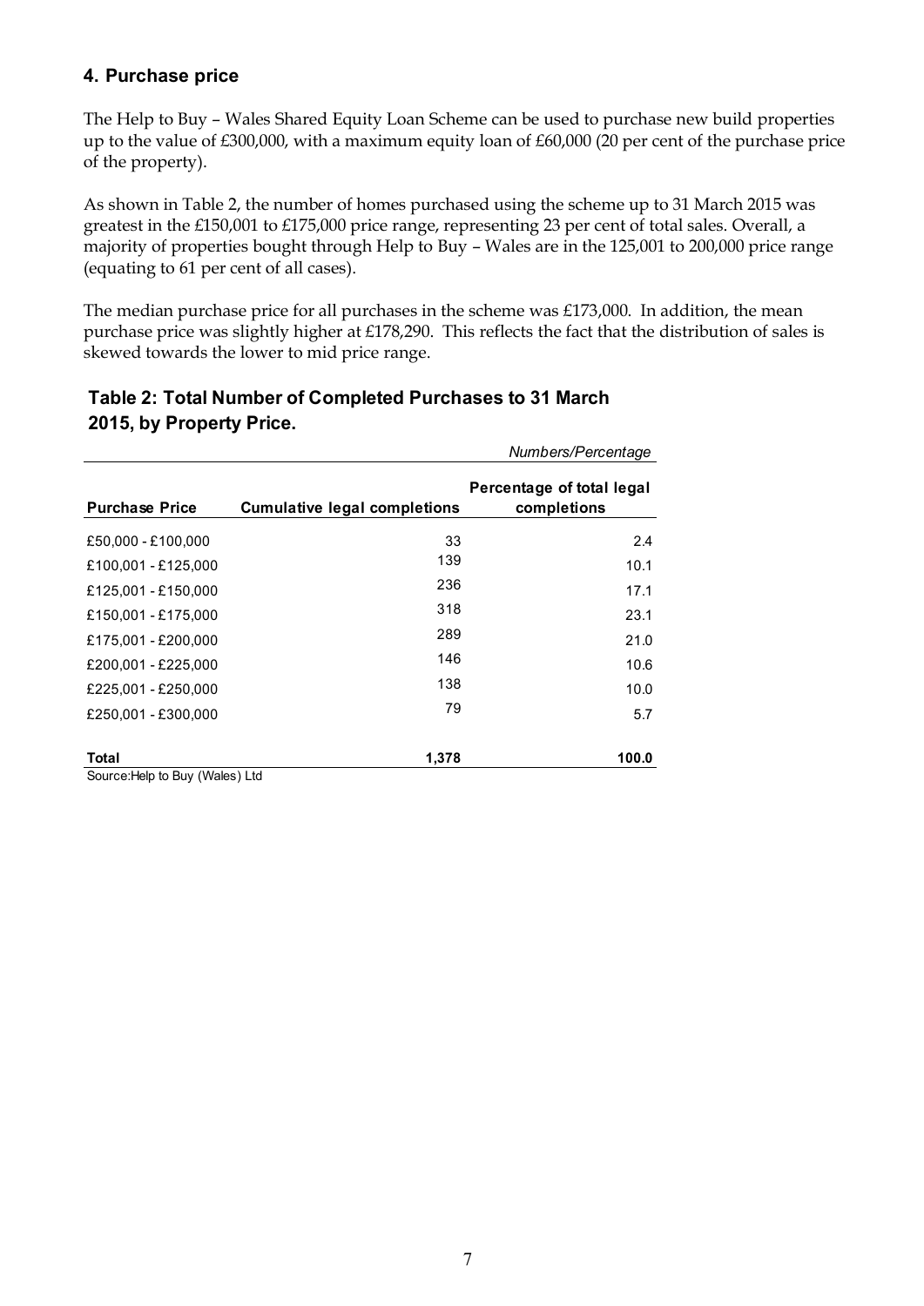## 4. Purchase price

The Help to Buy – Wales Shared Equity Loan Scheme can be used to purchase new build properties up to the value of £300,000, with a maximum equity loan of £60,000 (20 per cent of the purchase price of the property).

As shown in Table 2, the number of homes purchased using the scheme up to 31 March 2015 was greatest in the £150,001 to £175,000 price range, representing 23 per cent of total sales. Overall, a majority of properties bought through Help to Buy – Wales are in the 125,001 to 200,000 price range (equating to 61 per cent of all cases).

The median purchase price for all purchases in the scheme was £173,000. In addition, the mean purchase price was slightly higher at £178,290. This reflects the fact that the distribution of sales is skewed towards the lower to mid price range.

### Table 2: Total Number of Completed Purchases to 31 March 2015, by Property Price.

*Numbers/Percentage*

| Purchase Price | Cumulative legal completions | Percentage of total legal completions |
|---|---|---|
| £50,000 - £100,000 | 33 | 2.4 |
| £100,001 - £125,000 | 139 | 10.1 |
| £125,001 - £150,000 | 236 | 17.1 |
| £150,001 - £175,000 | 318 | 23.1 |
| £175,001 - £200,000 | 289 | 21.0 |
| £200,001 - £225,000 | 146 | 10.6 |
| £225,001 - £250,000 | 138 | 10.0 |
| £250,001 - £300,000 | 79 | 5.7 |
| **Total** | **1,378** | **100.0** |

Source:Help to Buy (Wales) Ltd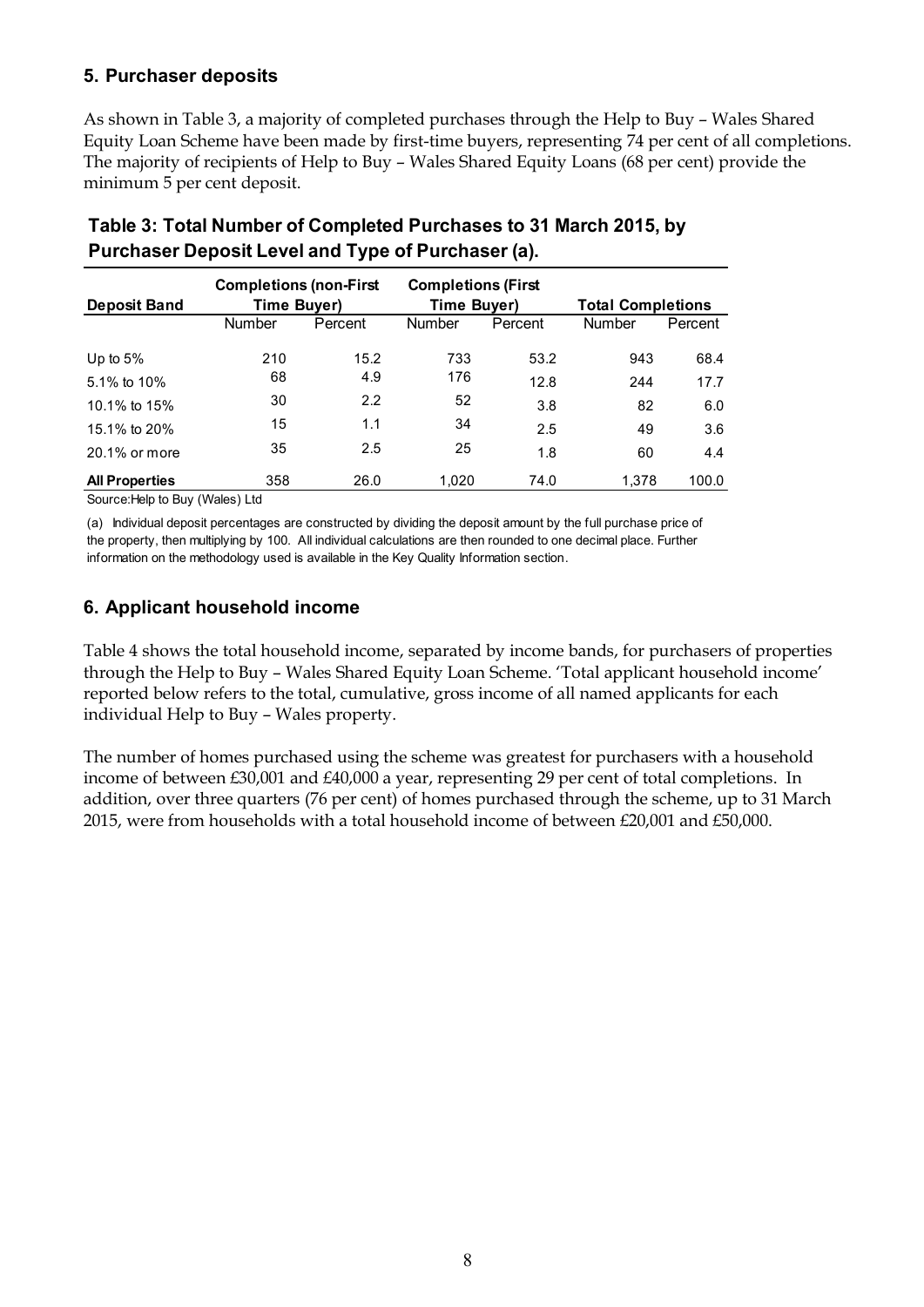## 5. Purchaser deposits

As shown in Table 3, a majority of completed purchases through the Help to Buy – Wales Shared Equity Loan Scheme have been made by first-time buyers, representing 74 per cent of all completions. The majority of recipients of Help to Buy – Wales Shared Equity Loans (68 per cent) provide the minimum 5 per cent deposit.

**Table 3: Total Number of Completed Purchases to 31 March 2015, by Purchaser Deposit Level and Type of Purchaser (a).**

| Deposit Band | Completions (non-First Time Buyer) | | Completions (First Time Buyer) | | Total Completions | |
|---|---|---|---|---|---|---|
| | Number | Percent | Number | Percent | Number | Percent |
| Up to 5% | 210 | 15.2 | 733 | 53.2 | 943 | 68.4 |
| 5.1% to 10% | 68 | 4.9 | 176 | 12.8 | 244 | 17.7 |
| 10.1% to 15% | 30 | 2.2 | 52 | 3.8 | 82 | 6.0 |
| 15.1% to 20% | 15 | 1.1 | 34 | 2.5 | 49 | 3.6 |
| 20.1% or more | 35 | 2.5 | 25 | 1.8 | 60 | 4.4 |
| **All Properties** | 358 | 26.0 | 1,020 | 74.0 | 1,378 | 100.0 |

Source:Help to Buy (Wales) Ltd

(a) Individual deposit percentages are constructed by dividing the deposit amount by the full purchase price of the property, then multiplying by 100. All individual calculations are then rounded to one decimal place. Further information on the methodology used is available in the Key Quality Information section.

## 6. Applicant household income

Table 4 shows the total household income, separated by income bands, for purchasers of properties through the Help to Buy – Wales Shared Equity Loan Scheme. 'Total applicant household income' reported below refers to the total, cumulative, gross income of all named applicants for each individual Help to Buy – Wales property.

The number of homes purchased using the scheme was greatest for purchasers with a household income of between £30,001 and £40,000 a year, representing 29 per cent of total completions. In addition, over three quarters (76 per cent) of homes purchased through the scheme, up to 31 March 2015, were from households with a total household income of between £20,001 and £50,000.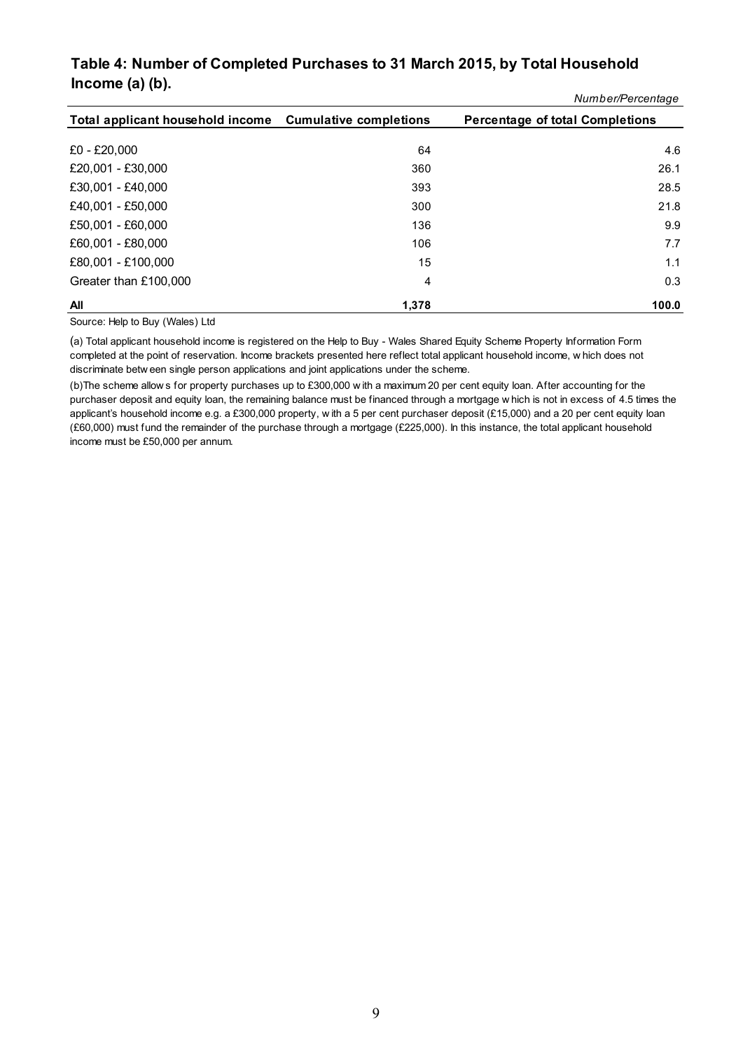## Table 4: Number of Completed Purchases to 31 March 2015, by Total Household Income (a) (b).

*Number/Percentage*

| Total applicant household income | Cumulative completions | Percentage of total Completions |
|---|---|---|
| £0 - £20,000 | 64 | 4.6 |
| £20,001 - £30,000 | 360 | 26.1 |
| £30,001 - £40,000 | 393 | 28.5 |
| £40,001 - £50,000 | 300 | 21.8 |
| £50,001 - £60,000 | 136 | 9.9 |
| £60,001 - £80,000 | 106 | 7.7 |
| £80,001 - £100,000 | 15 | 1.1 |
| Greater than £100,000 | 4 | 0.3 |
| **All** | **1,378** | **100.0** |

Source: Help to Buy (Wales) Ltd

(a) Total applicant household income is registered on the Help to Buy - Wales Shared Equity Scheme Property Information Form completed at the point of reservation. Income brackets presented here reflect total applicant household income, which does not discriminate between single person applications and joint applications under the scheme.

(b)The scheme allows for property purchases up to £300,000 with a maximum 20 per cent equity loan. After accounting for the purchaser deposit and equity loan, the remaining balance must be financed through a mortgage which is not in excess of 4.5 times the applicant's household income e.g. a £300,000 property, with a 5 per cent purchaser deposit (£15,000) and a 20 per cent equity loan (£60,000) must fund the remainder of the purchase through a mortgage (£225,000). In this instance, the total applicant household income must be £50,000 per annum.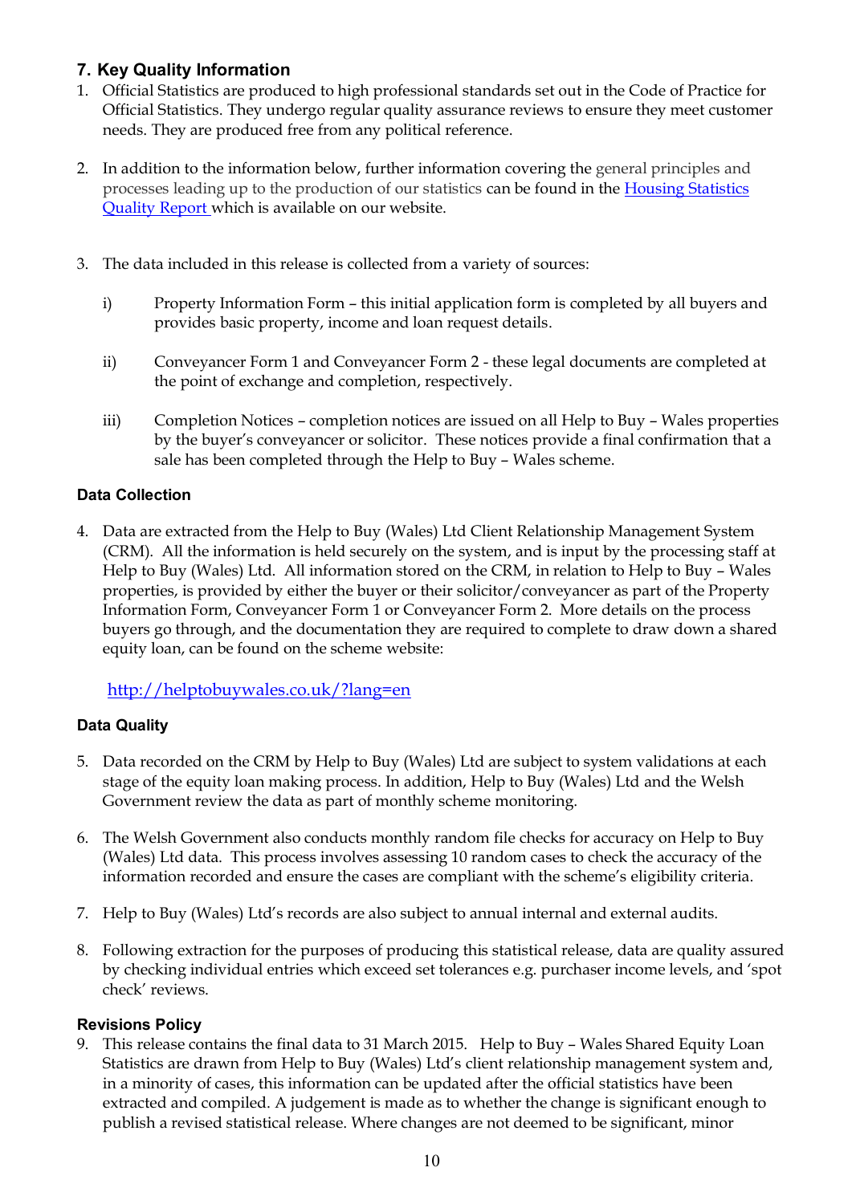## 7. Key Quality Information

1. Official Statistics are produced to high professional standards set out in the Code of Practice for Official Statistics. They undergo regular quality assurance reviews to ensure they meet customer needs. They are produced free from any political reference.

2. In addition to the information below, further information covering the general principles and processes leading up to the production of our statistics can be found in the [Housing Statistics Quality Report ]which is available on our website.

3. The data included in this release is collected from a variety of sources:

   i) Property Information Form – this initial application form is completed by all buyers and provides basic property, income and loan request details.

   ii) Conveyancer Form 1 and Conveyancer Form 2 - these legal documents are completed at the point of exchange and completion, respectively.

   iii) Completion Notices – completion notices are issued on all Help to Buy – Wales properties by the buyer's conveyancer or solicitor. These notices provide a final confirmation that a sale has been completed through the Help to Buy – Wales scheme.

### Data Collection

4. Data are extracted from the Help to Buy (Wales) Ltd Client Relationship Management System (CRM). All the information is held securely on the system, and is input by the processing staff at Help to Buy (Wales) Ltd. All information stored on the CRM, in relation to Help to Buy – Wales properties, is provided by either the buyer or their solicitor/conveyancer as part of the Property Information Form, Conveyancer Form 1 or Conveyancer Form 2. More details on the process buyers go through, and the documentation they are required to complete to draw down a shared equity loan, can be found on the scheme website:

   http://helptobuywales.co.uk/?lang=en

### Data Quality

5. Data recorded on the CRM by Help to Buy (Wales) Ltd are subject to system validations at each stage of the equity loan making process. In addition, Help to Buy (Wales) Ltd and the Welsh Government review the data as part of monthly scheme monitoring.

6. The Welsh Government also conducts monthly random file checks for accuracy on Help to Buy (Wales) Ltd data. This process involves assessing 10 random cases to check the accuracy of the information recorded and ensure the cases are compliant with the scheme's eligibility criteria.

7. Help to Buy (Wales) Ltd's records are also subject to annual internal and external audits.

8. Following extraction for the purposes of producing this statistical release, data are quality assured by checking individual entries which exceed set tolerances e.g. purchaser income levels, and 'spot check' reviews.

### Revisions Policy

9. This release contains the final data to 31 March 2015. Help to Buy – Wales Shared Equity Loan Statistics are drawn from Help to Buy (Wales) Ltd's client relationship management system and, in a minority of cases, this information can be updated after the official statistics have been extracted and compiled. A judgement is made as to whether the change is significant enough to publish a revised statistical release. Where changes are not deemed to be significant, minor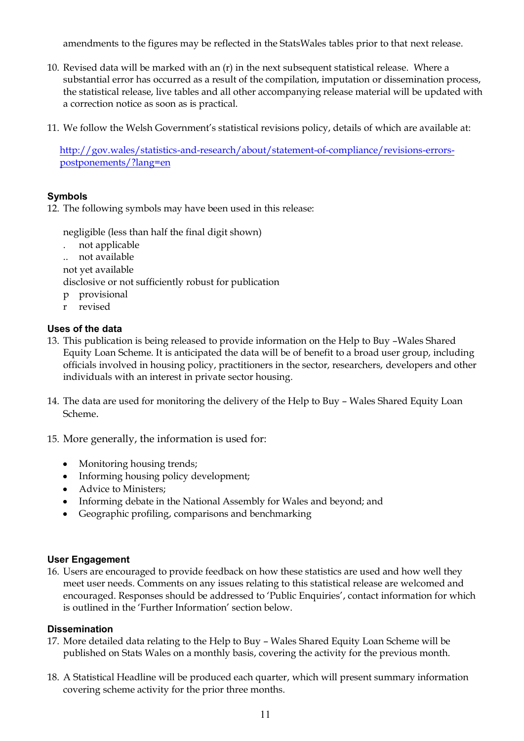amendments to the figures may be reflected in the StatsWales tables prior to that next release.

10. Revised data will be marked with an (r) in the next subsequent statistical release. Where a substantial error has occurred as a result of the compilation, imputation or dissemination process, the statistical release, live tables and all other accompanying release material will be updated with a correction notice as soon as is practical.

11. We follow the Welsh Government's statistical revisions policy, details of which are available at:

    [http://gov.wales/statistics-and-research/about/statement-of-compliance/revisions-errors-postponements/?lang=en](http://gov.wales/statistics-and-research/about/statement-of-compliance/revisions-errors-postponements/?lang=en)

### Symbols

12. The following symbols may have been used in this release:

    negligible (less than half the final digit shown)
    .   not applicable
    ..  not available
    not yet available
    disclosive or not sufficiently robust for publication
    p   provisional
    r   revised

### Uses of the data

13. This publication is being released to provide information on the Help to Buy –Wales Shared Equity Loan Scheme. It is anticipated the data will be of benefit to a broad user group, including officials involved in housing policy, practitioners in the sector, researchers, developers and other individuals with an interest in private sector housing.

14. The data are used for monitoring the delivery of the Help to Buy – Wales Shared Equity Loan Scheme.

15. More generally, the information is used for:

    - Monitoring housing trends;
    - Informing housing policy development;
    - Advice to Ministers;
    - Informing debate in the National Assembly for Wales and beyond; and
    - Geographic profiling, comparisons and benchmarking

### User Engagement

16. Users are encouraged to provide feedback on how these statistics are used and how well they meet user needs. Comments on any issues relating to this statistical release are welcomed and encouraged. Responses should be addressed to 'Public Enquiries', contact information for which is outlined in the 'Further Information' section below.

### Dissemination

17. More detailed data relating to the Help to Buy – Wales Shared Equity Loan Scheme will be published on Stats Wales on a monthly basis, covering the activity for the previous month.

18. A Statistical Headline will be produced each quarter, which will present summary information covering scheme activity for the prior three months.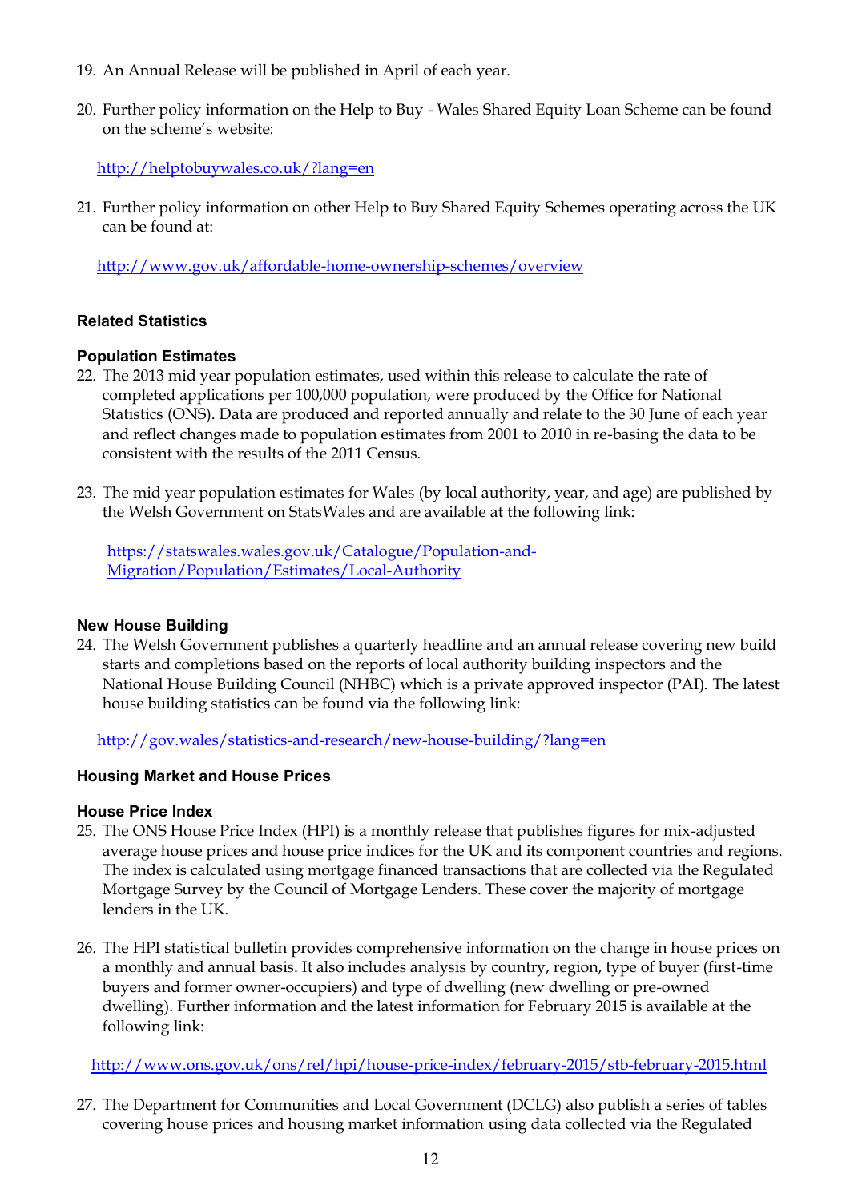19. An Annual Release will be published in April of each year.

20. Further policy information on the Help to Buy - Wales Shared Equity Loan Scheme can be found on the scheme's website:

    http://helptobuywales.co.uk/?lang=en

21. Further policy information on other Help to Buy Shared Equity Schemes operating across the UK can be found at:

    http://www.gov.uk/affordable-home-ownership-schemes/overview

## Related Statistics

### Population Estimates

22. The 2013 mid year population estimates, used within this release to calculate the rate of completed applications per 100,000 population, were produced by the Office for National Statistics (ONS). Data are produced and reported annually and relate to the 30 June of each year and reflect changes made to population estimates from 2001 to 2010 in re-basing the data to be consistent with the results of the 2011 Census.

23. The mid year population estimates for Wales (by local authority, year, and age) are published by the Welsh Government on StatsWales and are available at the following link:

    https://statswales.wales.gov.uk/Catalogue/Population-and-Migration/Population/Estimates/Local-Authority

### New House Building

24. The Welsh Government publishes a quarterly headline and an annual release covering new build starts and completions based on the reports of local authority building inspectors and the National House Building Council (NHBC) which is a private approved inspector (PAI). The latest house building statistics can be found via the following link:

    http://gov.wales/statistics-and-research/new-house-building/?lang=en

## Housing Market and House Prices

### House Price Index

25. The ONS House Price Index (HPI) is a monthly release that publishes figures for mix-adjusted average house prices and house price indices for the UK and its component countries and regions. The index is calculated using mortgage financed transactions that are collected via the Regulated Mortgage Survey by the Council of Mortgage Lenders. These cover the majority of mortgage lenders in the UK.

26. The HPI statistical bulletin provides comprehensive information on the change in house prices on a monthly and annual basis. It also includes analysis by country, region, type of buyer (first-time buyers and former owner-occupiers) and type of dwelling (new dwelling or pre-owned dwelling). Further information and the latest information for February 2015 is available at the following link:

    http://www.ons.gov.uk/ons/rel/hpi/house-price-index/february-2015/stb-february-2015.html

27. The Department for Communities and Local Government (DCLG) also publish a series of tables covering house prices and housing market information using data collected via the Regulated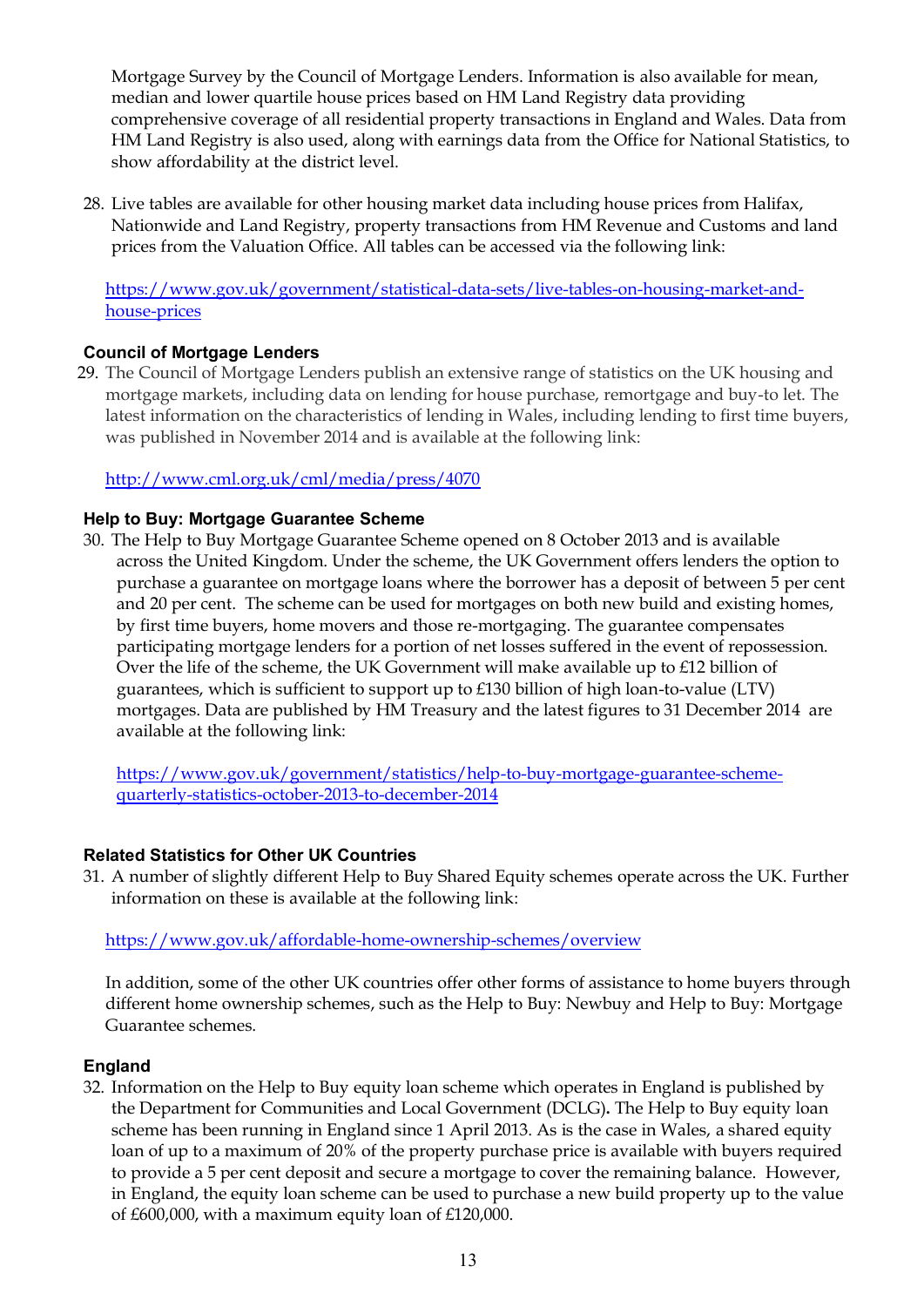Mortgage Survey by the Council of Mortgage Lenders. Information is also available for mean, median and lower quartile house prices based on HM Land Registry data providing comprehensive coverage of all residential property transactions in England and Wales. Data from HM Land Registry is also used, along with earnings data from the Office for National Statistics, to show affordability at the district level.

28. Live tables are available for other housing market data including house prices from Halifax, Nationwide and Land Registry, property transactions from HM Revenue and Customs and land prices from the Valuation Office. All tables can be accessed via the following link:

[https://www.gov.uk/government/statistical-data-sets/live-tables-on-housing-market-and-house-prices](https://www.gov.uk/government/statistical-data-sets/live-tables-on-housing-market-and-house-prices)

#### Council of Mortgage Lenders

29. The Council of Mortgage Lenders publish an extensive range of statistics on the UK housing and mortgage markets, including data on lending for house purchase, remortgage and buy-to let. The latest information on the characteristics of lending in Wales, including lending to first time buyers, was published in November 2014 and is available at the following link:

[http://www.cml.org.uk/cml/media/press/4070](http://www.cml.org.uk/cml/media/press/4070)

#### Help to Buy: Mortgage Guarantee Scheme

30. The Help to Buy Mortgage Guarantee Scheme opened on 8 October 2013 and is available across the United Kingdom. Under the scheme, the UK Government offers lenders the option to purchase a guarantee on mortgage loans where the borrower has a deposit of between 5 per cent and 20 per cent. The scheme can be used for mortgages on both new build and existing homes, by first time buyers, home movers and those re-mortgaging. The guarantee compensates participating mortgage lenders for a portion of net losses suffered in the event of repossession. Over the life of the scheme, the UK Government will make available up to £12 billion of guarantees, which is sufficient to support up to £130 billion of high loan-to-value (LTV) mortgages. Data are published by HM Treasury and the latest figures to 31 December 2014 are available at the following link:

[https://www.gov.uk/government/statistics/help-to-buy-mortgage-guarantee-scheme-quarterly-statistics-october-2013-to-december-2014](https://www.gov.uk/government/statistics/help-to-buy-mortgage-guarantee-scheme-quarterly-statistics-october-2013-to-december-2014)

#### Related Statistics for Other UK Countries

31. A number of slightly different Help to Buy Shared Equity schemes operate across the UK. Further information on these is available at the following link:

[https://www.gov.uk/affordable-home-ownership-schemes/overview](https://www.gov.uk/affordable-home-ownership-schemes/overview)

In addition, some of the other UK countries offer other forms of assistance to home buyers through different home ownership schemes, such as the Help to Buy: Newbuy and Help to Buy: Mortgage Guarantee schemes.

#### England

32. Information on the Help to Buy equity loan scheme which operates in England is published by the Department for Communities and Local Government (DCLG). The Help to Buy equity loan scheme has been running in England since 1 April 2013. As is the case in Wales, a shared equity loan of up to a maximum of 20% of the property purchase price is available with buyers required to provide a 5 per cent deposit and secure a mortgage to cover the remaining balance. However, in England, the equity loan scheme can be used to purchase a new build property up to the value of £600,000, with a maximum equity loan of £120,000.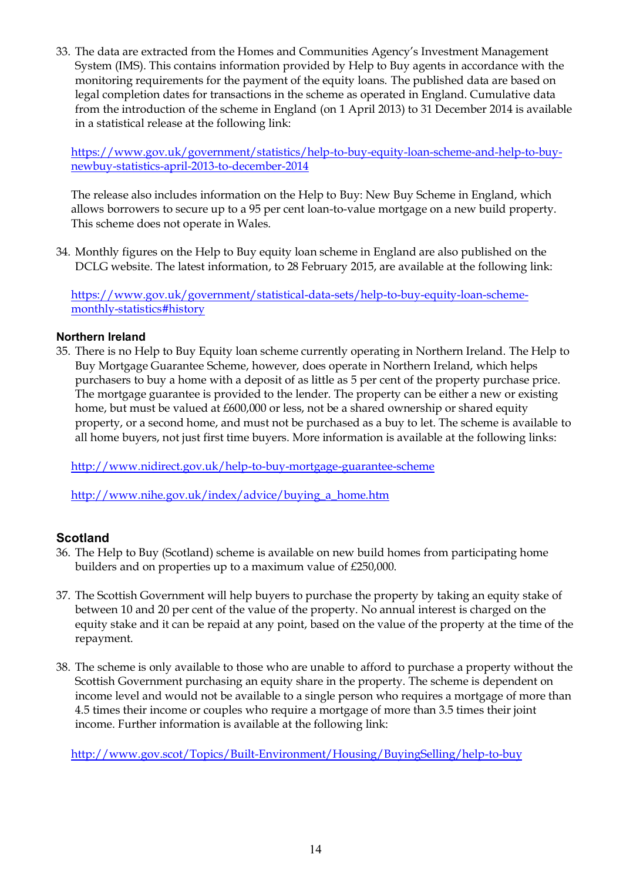33. The data are extracted from the Homes and Communities Agency's Investment Management System (IMS). This contains information provided by Help to Buy agents in accordance with the monitoring requirements for the payment of the equity loans. The published data are based on legal completion dates for transactions in the scheme as operated in England. Cumulative data from the introduction of the scheme in England (on 1 April 2013) to 31 December 2014 is available in a statistical release at the following link:

    https://www.gov.uk/government/statistics/help-to-buy-equity-loan-scheme-and-help-to-buy-newbuy-statistics-april-2013-to-december-2014

    The release also includes information on the Help to Buy: New Buy Scheme in England, which allows borrowers to secure up to a 95 per cent loan-to-value mortgage on a new build property. This scheme does not operate in Wales.

34. Monthly figures on the Help to Buy equity loan scheme in England are also published on the DCLG website. The latest information, to 28 February 2015, are available at the following link:

    https://www.gov.uk/government/statistical-data-sets/help-to-buy-equity-loan-scheme-monthly-statistics#history

**Northern Ireland**

35. There is no Help to Buy Equity loan scheme currently operating in Northern Ireland. The Help to Buy Mortgage Guarantee Scheme, however, does operate in Northern Ireland, which helps purchasers to buy a home with a deposit of as little as 5 per cent of the property purchase price. The mortgage guarantee is provided to the lender. The property can be either a new or existing home, but must be valued at £600,000 or less, not be a shared ownership or shared equity property, or a second home, and must not be purchased as a buy to let. The scheme is available to all home buyers, not just first time buyers. More information is available at the following links:

    http://www.nidirect.gov.uk/help-to-buy-mortgage-guarantee-scheme

    http://www.nihe.gov.uk/index/advice/buying_a_home.htm

**Scotland**

36. The Help to Buy (Scotland) scheme is available on new build homes from participating home builders and on properties up to a maximum value of £250,000.

37. The Scottish Government will help buyers to purchase the property by taking an equity stake of between 10 and 20 per cent of the value of the property. No annual interest is charged on the equity stake and it can be repaid at any point, based on the value of the property at the time of the repayment.

38. The scheme is only available to those who are unable to afford to purchase a property without the Scottish Government purchasing an equity share in the property. The scheme is dependent on income level and would not be available to a single person who requires a mortgage of more than 4.5 times their income or couples who require a mortgage of more than 3.5 times their joint income. Further information is available at the following link:

    http://www.gov.scot/Topics/Built-Environment/Housing/BuyingSelling/help-to-buy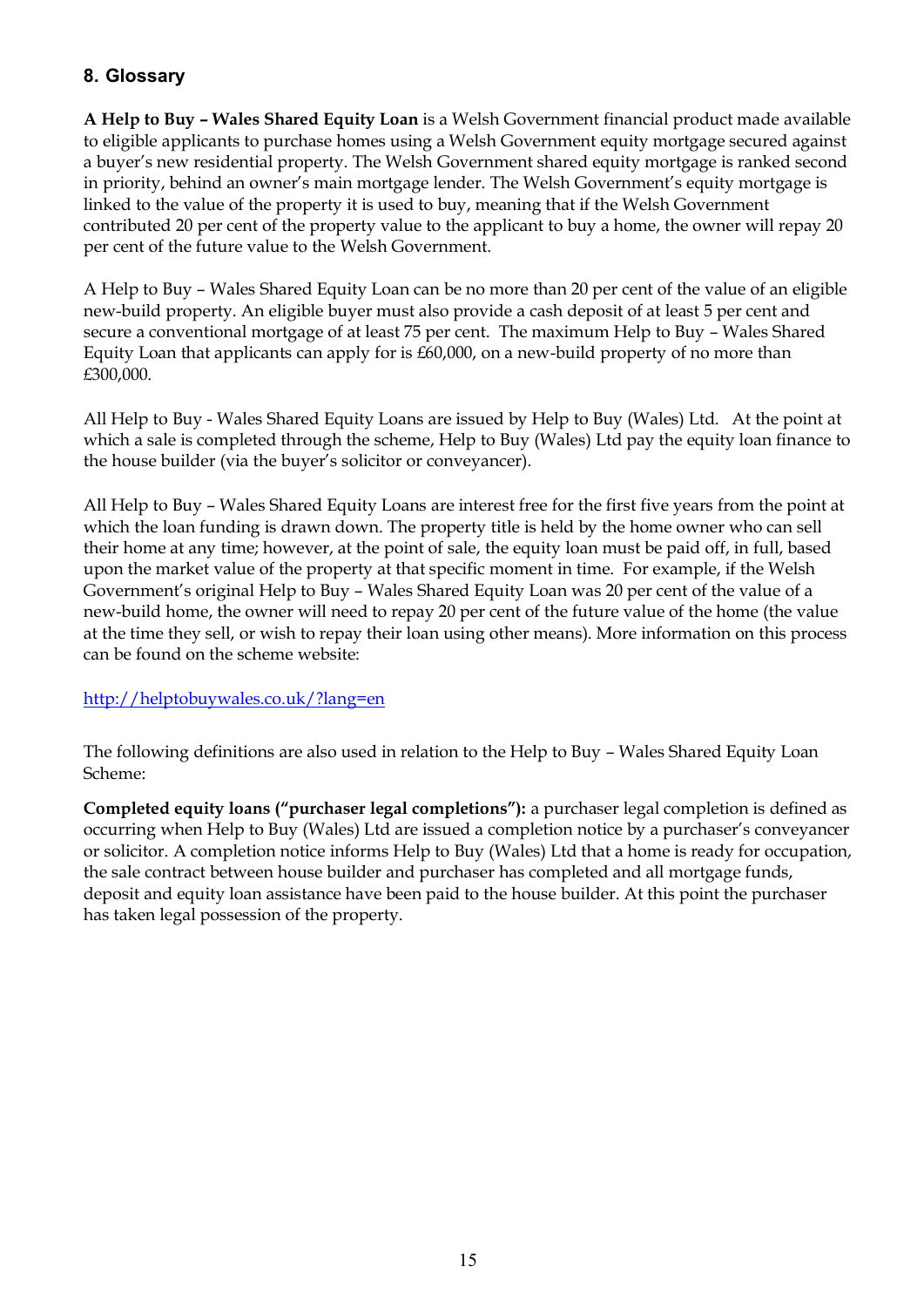## 8. Glossary

**A Help to Buy – Wales Shared Equity Loan** is a Welsh Government financial product made available to eligible applicants to purchase homes using a Welsh Government equity mortgage secured against a buyer's new residential property. The Welsh Government shared equity mortgage is ranked second in priority, behind an owner's main mortgage lender. The Welsh Government's equity mortgage is linked to the value of the property it is used to buy, meaning that if the Welsh Government contributed 20 per cent of the property value to the applicant to buy a home, the owner will repay 20 per cent of the future value to the Welsh Government.

A Help to Buy – Wales Shared Equity Loan can be no more than 20 per cent of the value of an eligible new-build property. An eligible buyer must also provide a cash deposit of at least 5 per cent and secure a conventional mortgage of at least 75 per cent. The maximum Help to Buy – Wales Shared Equity Loan that applicants can apply for is £60,000, on a new-build property of no more than £300,000.

All Help to Buy - Wales Shared Equity Loans are issued by Help to Buy (Wales) Ltd. At the point at which a sale is completed through the scheme, Help to Buy (Wales) Ltd pay the equity loan finance to the house builder (via the buyer's solicitor or conveyancer).

All Help to Buy – Wales Shared Equity Loans are interest free for the first five years from the point at which the loan funding is drawn down. The property title is held by the home owner who can sell their home at any time; however, at the point of sale, the equity loan must be paid off, in full, based upon the market value of the property at that specific moment in time. For example, if the Welsh Government's original Help to Buy – Wales Shared Equity Loan was 20 per cent of the value of a new-build home, the owner will need to repay 20 per cent of the future value of the home (the value at the time they sell, or wish to repay their loan using other means). More information on this process can be found on the scheme website:

http://helptobuywales.co.uk/?lang=en

The following definitions are also used in relation to the Help to Buy – Wales Shared Equity Loan Scheme:

**Completed equity loans ("purchaser legal completions"):** a purchaser legal completion is defined as occurring when Help to Buy (Wales) Ltd are issued a completion notice by a purchaser's conveyancer or solicitor. A completion notice informs Help to Buy (Wales) Ltd that a home is ready for occupation, the sale contract between house builder and purchaser has completed and all mortgage funds, deposit and equity loan assistance have been paid to the house builder. At this point the purchaser has taken legal possession of the property.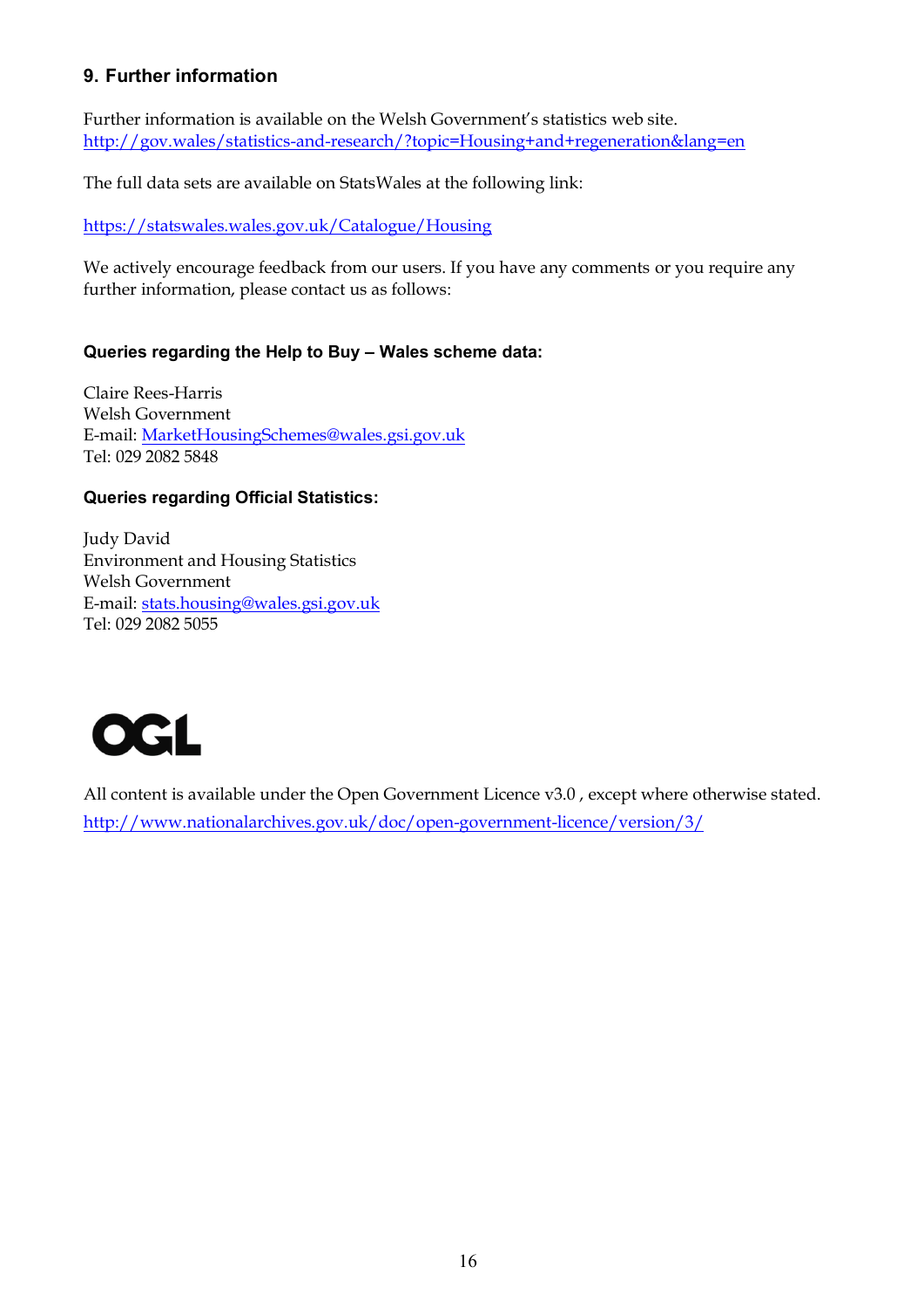## 9. Further information

Further information is available on the Welsh Government's statistics web site.
http://gov.wales/statistics-and-research/?topic=Housing+and+regeneration&lang=en

The full data sets are available on StatsWales at the following link:

https://statswales.wales.gov.uk/Catalogue/Housing

We actively encourage feedback from our users. If you have any comments or you require any further information, please contact us as follows:

**Queries regarding the Help to Buy – Wales scheme data:**

Claire Rees-Harris
Welsh Government
E-mail: MarketHousingSchemes@wales.gsi.gov.uk
Tel: 029 2082 5848

**Queries regarding Official Statistics:**

Judy David
Environment and Housing Statistics
Welsh Government
E-mail: stats.housing@wales.gsi.gov.uk
Tel: 029 2082 5055

OGL

All content is available under the Open Government Licence v3.0 , except where otherwise stated.
http://www.nationalarchives.gov.uk/doc/open-government-licence/version/3/